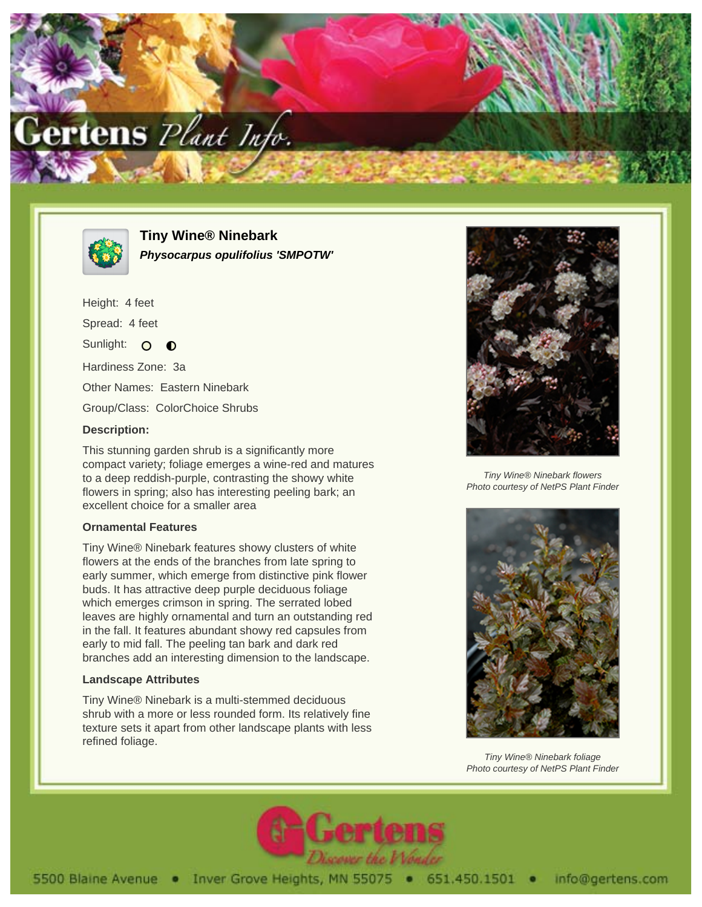# Tiny Wine® Ninebark

***Physocarpus opulifolius 'SMPOTW'***

Height: 4 feet

Spread: 4 feet

Sunlight: ○ ◐

Hardiness Zone: 3a

Other Names: Eastern Ninebark

Group/Class: ColorChoice Shrubs

### Description:

This stunning garden shrub is a significantly more compact variety; foliage emerges a wine-red and matures to a deep reddish-purple, contrasting the showy white flowers in spring; also has interesting peeling bark; an excellent choice for a smaller area

### Ornamental Features

Tiny Wine® Ninebark features showy clusters of white flowers at the ends of the branches from late spring to early summer, which emerge from distinctive pink flower buds. It has attractive deep purple deciduous foliage which emerges crimson in spring. The serrated lobed leaves are highly ornamental and turn an outstanding red in the fall. It features abundant showy red capsules from early to mid fall. The peeling tan bark and dark red branches add an interesting dimension to the landscape.

### Landscape Attributes

Tiny Wine® Ninebark is a multi-stemmed deciduous shrub with a more or less rounded form. Its relatively fine texture sets it apart from other landscape plants with less refined foliage.

*Tiny Wine® Ninebark flowers*
*Photo courtesy of NetPS Plant Finder*

*Tiny Wine® Ninebark foliage*
*Photo courtesy of NetPS Plant Finder*

5500 Blaine Avenue • Inver Grove Heights, MN 55075 • 651.450.1501 • info@gertens.com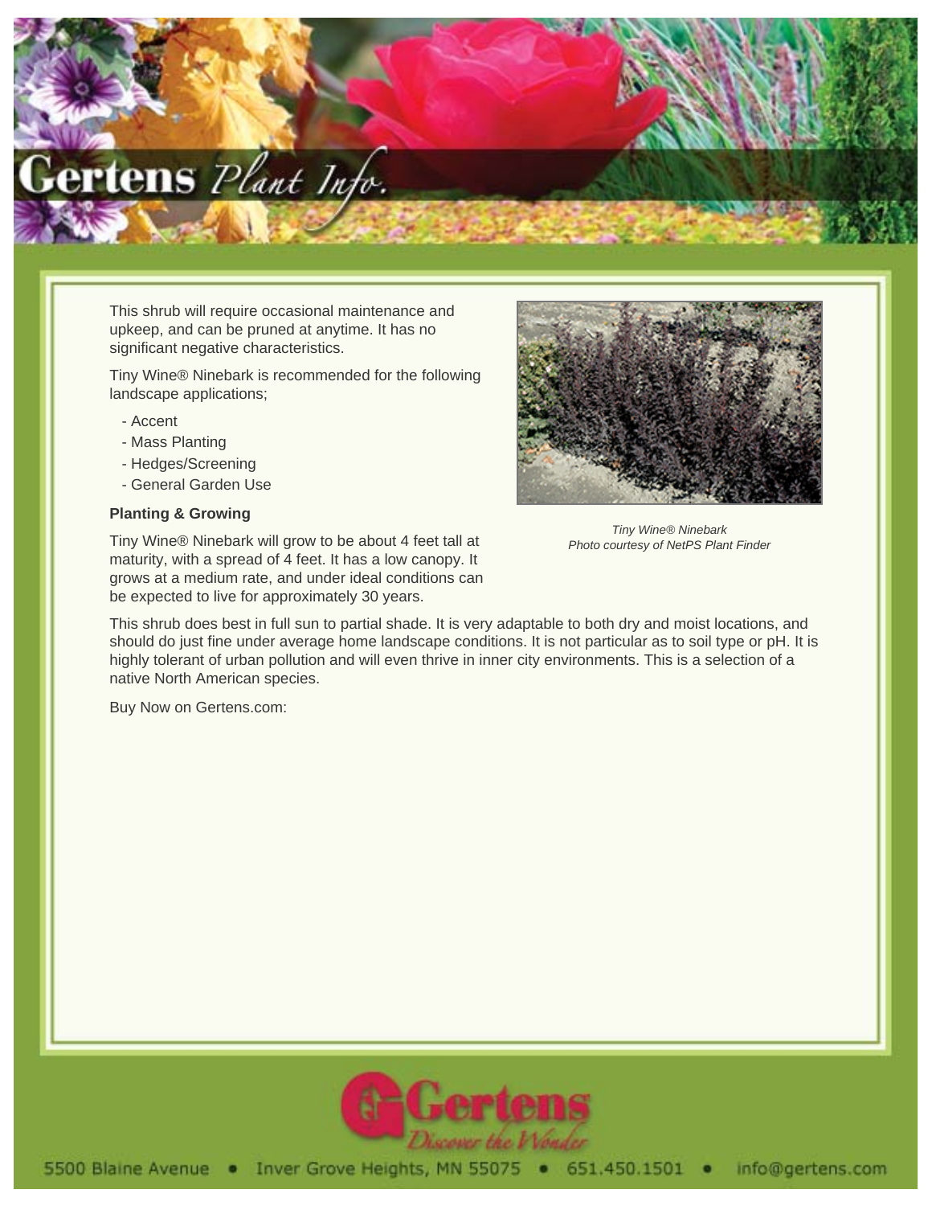This shrub will require occasional maintenance and upkeep, and can be pruned at anytime. It has no significant negative characteristics.

Tiny Wine® Ninebark is recommended for the following landscape applications;

- Accent
- Mass Planting
- Hedges/Screening
- General Garden Use

*Tiny Wine® Ninebark*
*Photo courtesy of NetPS Plant Finder*

**Planting & Growing**

Tiny Wine® Ninebark will grow to be about 4 feet tall at maturity, with a spread of 4 feet. It has a low canopy. It grows at a medium rate, and under ideal conditions can be expected to live for approximately 30 years.

This shrub does best in full sun to partial shade. It is very adaptable to both dry and moist locations, and should do just fine under average home landscape conditions. It is not particular as to soil type or pH. It is highly tolerant of urban pollution and will even thrive in inner city environments. This is a selection of a native North American species.

Buy Now on Gertens.com:

5500 Blaine Avenue • Inver Grove Heights, MN 55075 • 651.450.1501 • info@gertens.com